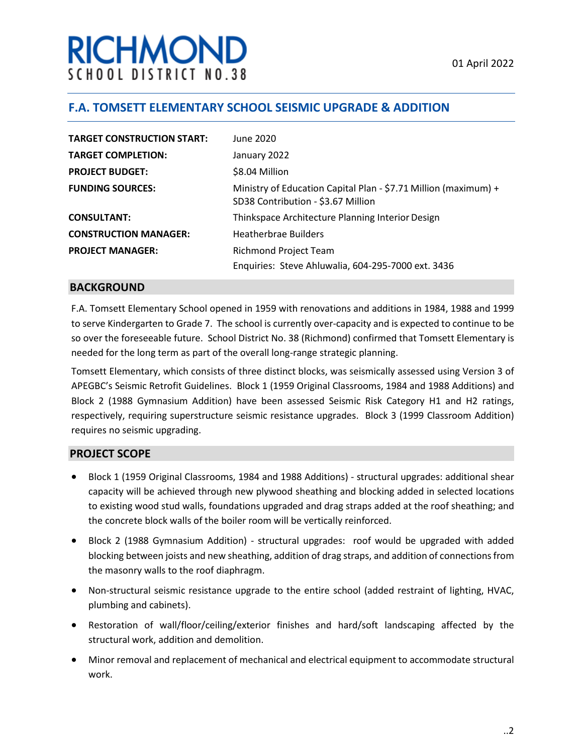# RICHMOND
SCHOOL DISTRICT NO.38

01 April 2022

## F.A. TOMSETT ELEMENTARY SCHOOL SEISMIC UPGRADE & ADDITION

| | |
|---|---|
| **TARGET CONSTRUCTION START:** | June 2020 |
| **TARGET COMPLETION:** | January 2022 |
| **PROJECT BUDGET:** | $8.04 Million |
| **FUNDING SOURCES:** | Ministry of Education Capital Plan - $7.71 Million (maximum) + SD38 Contribution - $3.67 Million |
| **CONSULTANT:** | Thinkspace Architecture Planning Interior Design |
| **CONSTRUCTION MANAGER:** | Heatherbrae Builders |
| **PROJECT MANAGER:** | Richmond Project Team<br>Enquiries: Steve Ahluwalia, 604-295-7000 ext. 3436 |

## BACKGROUND

F.A. Tomsett Elementary School opened in 1959 with renovations and additions in 1984, 1988 and 1999 to serve Kindergarten to Grade 7. The school is currently over-capacity and is expected to continue to be so over the foreseeable future. School District No. 38 (Richmond) confirmed that Tomsett Elementary is needed for the long term as part of the overall long-range strategic planning.

Tomsett Elementary, which consists of three distinct blocks, was seismically assessed using Version 3 of APEGBC's Seismic Retrofit Guidelines. Block 1 (1959 Original Classrooms, 1984 and 1988 Additions) and Block 2 (1988 Gymnasium Addition) have been assessed Seismic Risk Category H1 and H2 ratings, respectively, requiring superstructure seismic resistance upgrades. Block 3 (1999 Classroom Addition) requires no seismic upgrading.

## PROJECT SCOPE

- Block 1 (1959 Original Classrooms, 1984 and 1988 Additions) - structural upgrades: additional shear capacity will be achieved through new plywood sheathing and blocking added in selected locations to existing wood stud walls, foundations upgraded and drag straps added at the roof sheathing; and the concrete block walls of the boiler room will be vertically reinforced.
- Block 2 (1988 Gymnasium Addition) - structural upgrades: roof would be upgraded with added blocking between joists and new sheathing, addition of drag straps, and addition of connections from the masonry walls to the roof diaphragm.
- Non-structural seismic resistance upgrade to the entire school (added restraint of lighting, HVAC, plumbing and cabinets).
- Restoration of wall/floor/ceiling/exterior finishes and hard/soft landscaping affected by the structural work, addition and demolition.
- Minor removal and replacement of mechanical and electrical equipment to accommodate structural work.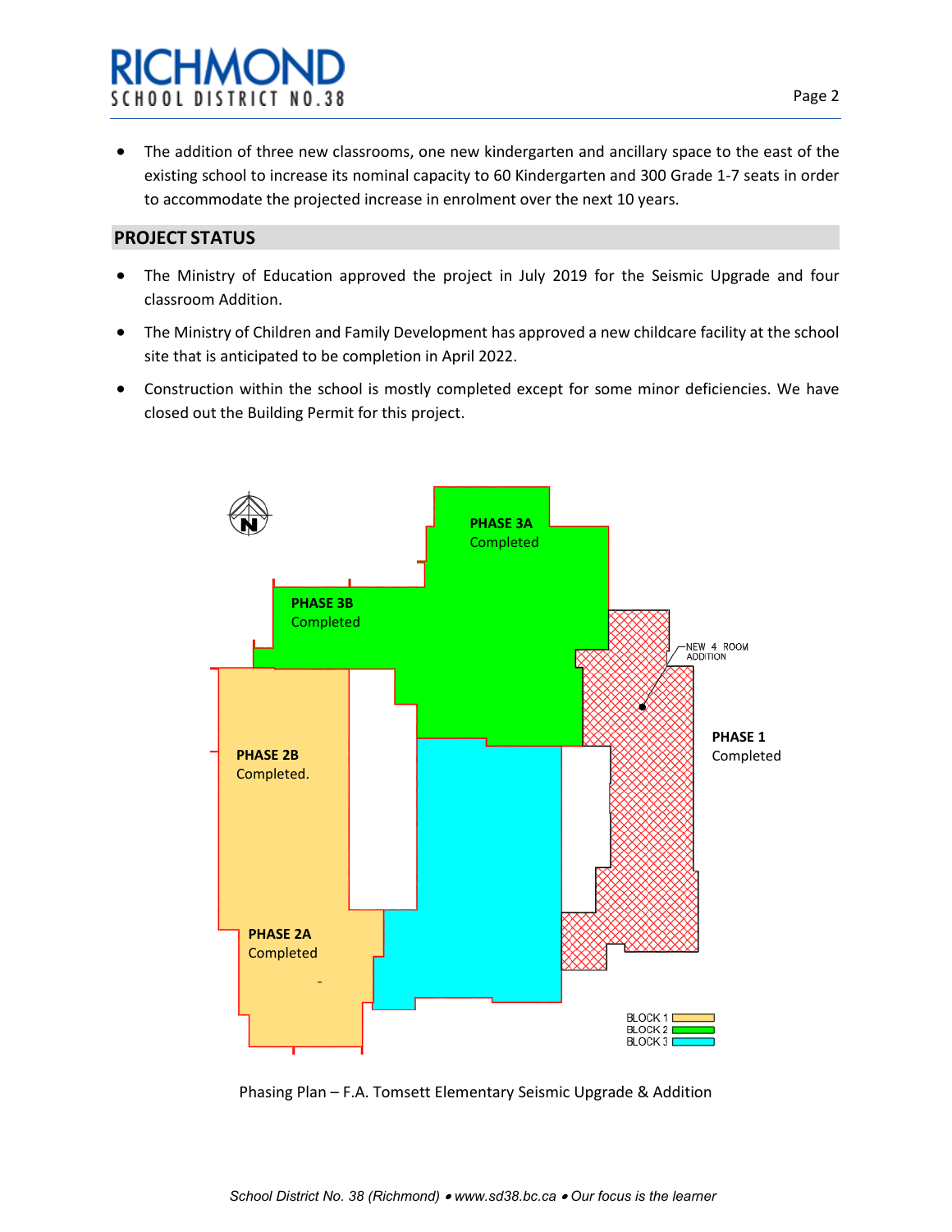- The addition of three new classrooms, one new kindergarten and ancillary space to the east of the existing school to increase its nominal capacity to 60 Kindergarten and 300 Grade 1-7 seats in order to accommodate the projected increase in enrolment over the next 10 years.

## PROJECT STATUS

- The Ministry of Education approved the project in July 2019 for the Seismic Upgrade and four classroom Addition.
- The Ministry of Children and Family Development has approved a new childcare facility at the school site that is anticipated to be completion in April 2022.
- Construction within the school is mostly completed except for some minor deficiencies. We have closed out the Building Permit for this project.

N

PHASE 3A
Completed

PHASE 3B
Completed

NEW 4 ROOM ADDITION

PHASE 1
Completed

PHASE 2B
Completed.

PHASE 2A
Completed

BLOCK 1
BLOCK 2
BLOCK 3

Phasing Plan – F.A. Tomsett Elementary Seismic Upgrade & Addition